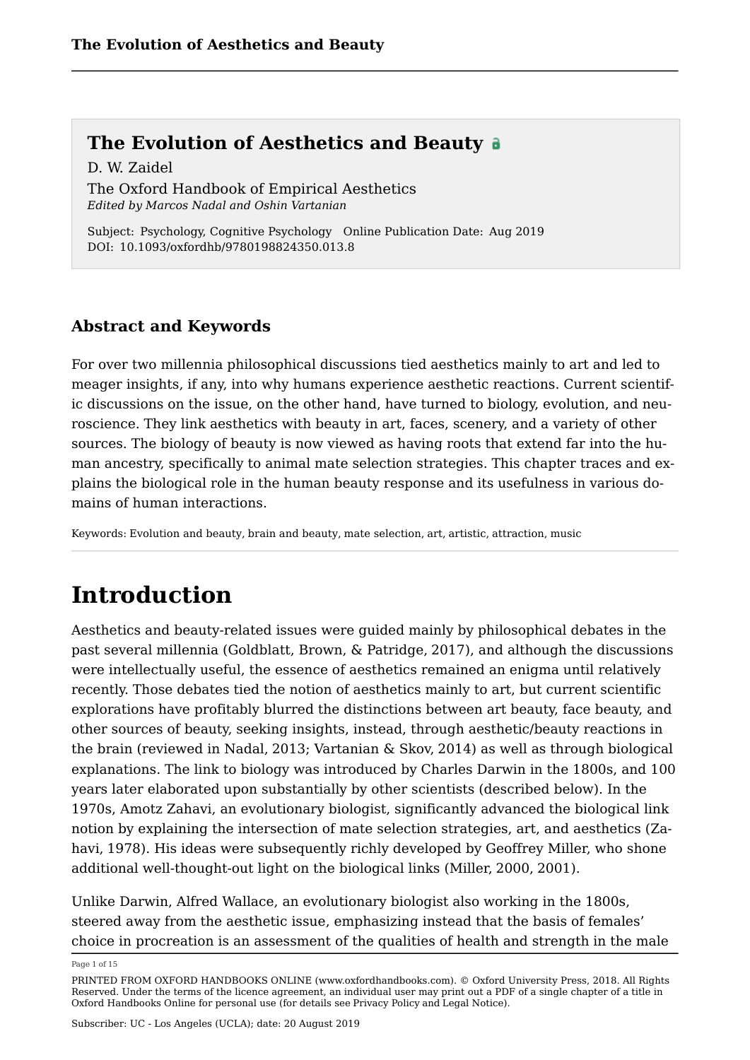# The Evolution of Aesthetics and Beauty

D. W. Zaidel

The Oxford Handbook of Empirical Aesthetics
*Edited by Marcos Nadal and Oshin Vartanian*

Subject: Psychology, Cognitive Psychology Online Publication Date: Aug 2019
DOI: 10.1093/oxfordhb/9780198824350.013.8

## Abstract and Keywords

For over two millennia philosophical discussions tied aesthetics mainly to art and led to meager insights, if any, into why humans experience aesthetic reactions. Current scientific discussions on the issue, on the other hand, have turned to biology, evolution, and neuroscience. They link aesthetics with beauty in art, faces, scenery, and a variety of other sources. The biology of beauty is now viewed as having roots that extend far into the human ancestry, specifically to animal mate selection strategies. This chapter traces and explains the biological role in the human beauty response and its usefulness in various domains of human interactions.

Keywords: Evolution and beauty, brain and beauty, mate selection, art, artistic, attraction, music

# Introduction

Aesthetics and beauty-related issues were guided mainly by philosophical debates in the past several millennia (Goldblatt, Brown, & Patridge, 2017), and although the discussions were intellectually useful, the essence of aesthetics remained an enigma until relatively recently. Those debates tied the notion of aesthetics mainly to art, but current scientific explorations have profitably blurred the distinctions between art beauty, face beauty, and other sources of beauty, seeking insights, instead, through aesthetic/beauty reactions in the brain (reviewed in Nadal, 2013; Vartanian & Skov, 2014) as well as through biological explanations. The link to biology was introduced by Charles Darwin in the 1800s, and 100 years later elaborated upon substantially by other scientists (described below). In the 1970s, Amotz Zahavi, an evolutionary biologist, significantly advanced the biological link notion by explaining the intersection of mate selection strategies, art, and aesthetics (Zahavi, 1978). His ideas were subsequently richly developed by Geoffrey Miller, who shone additional well-thought-out light on the biological links (Miller, 2000, 2001).

Unlike Darwin, Alfred Wallace, an evolutionary biologist also working in the 1800s, steered away from the aesthetic issue, emphasizing instead that the basis of females' choice in procreation is an assessment of the qualities of health and strength in the male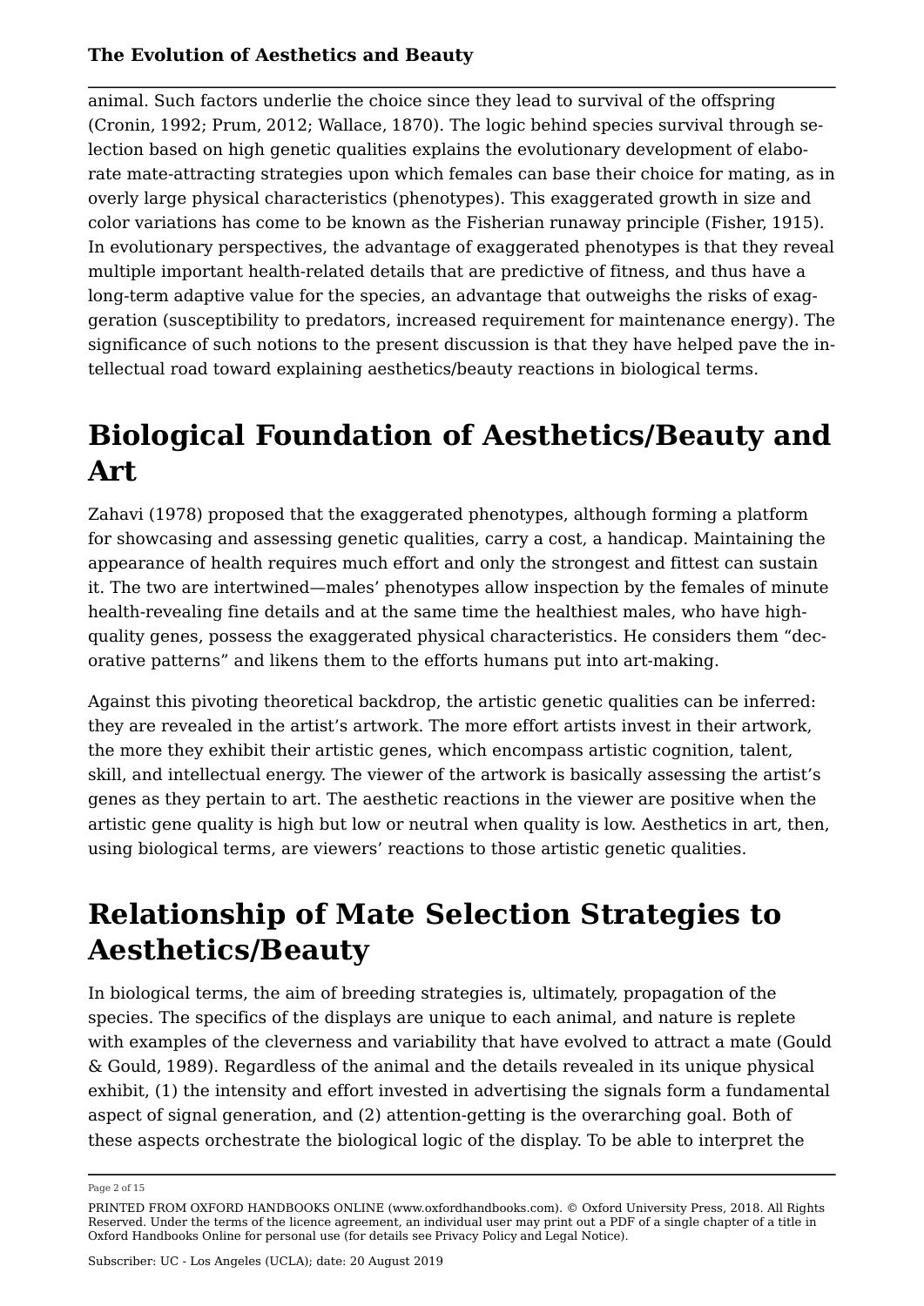animal. Such factors underlie the choice since they lead to survival of the offspring (Cronin, 1992; Prum, 2012; Wallace, 1870). The logic behind species survival through selection based on high genetic qualities explains the evolutionary development of elaborate mate-attracting strategies upon which females can base their choice for mating, as in overly large physical characteristics (phenotypes). This exaggerated growth in size and color variations has come to be known as the Fisherian runaway principle (Fisher, 1915). In evolutionary perspectives, the advantage of exaggerated phenotypes is that they reveal multiple important health-related details that are predictive of fitness, and thus have a long-term adaptive value for the species, an advantage that outweighs the risks of exaggeration (susceptibility to predators, increased requirement for maintenance energy). The significance of such notions to the present discussion is that they have helped pave the intellectual road toward explaining aesthetics/beauty reactions in biological terms.

# Biological Foundation of Aesthetics/Beauty and Art

Zahavi (1978) proposed that the exaggerated phenotypes, although forming a platform for showcasing and assessing genetic qualities, carry a cost, a handicap. Maintaining the appearance of health requires much effort and only the strongest and fittest can sustain it. The two are intertwined—males' phenotypes allow inspection by the females of minute health-revealing fine details and at the same time the healthiest males, who have high-quality genes, possess the exaggerated physical characteristics. He considers them "decorative patterns" and likens them to the efforts humans put into art-making.

Against this pivoting theoretical backdrop, the artistic genetic qualities can be inferred: they are revealed in the artist's artwork. The more effort artists invest in their artwork, the more they exhibit their artistic genes, which encompass artistic cognition, talent, skill, and intellectual energy. The viewer of the artwork is basically assessing the artist's genes as they pertain to art. The aesthetic reactions in the viewer are positive when the artistic gene quality is high but low or neutral when quality is low. Aesthetics in art, then, using biological terms, are viewers' reactions to those artistic genetic qualities.

# Relationship of Mate Selection Strategies to Aesthetics/Beauty

In biological terms, the aim of breeding strategies is, ultimately, propagation of the species. The specifics of the displays are unique to each animal, and nature is replete with examples of the cleverness and variability that have evolved to attract a mate (Gould & Gould, 1989). Regardless of the animal and the details revealed in its unique physical exhibit, (1) the intensity and effort invested in advertising the signals form a fundamental aspect of signal generation, and (2) attention-getting is the overarching goal. Both of these aspects orchestrate the biological logic of the display. To be able to interpret the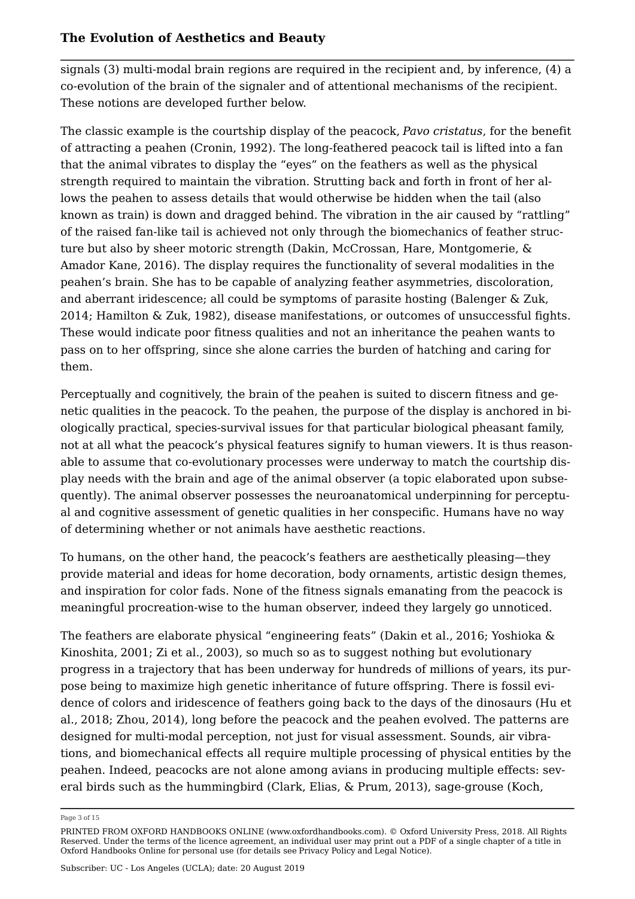signals (3) multi-modal brain regions are required in the recipient and, by inference, (4) a co-evolution of the brain of the signaler and of attentional mechanisms of the recipient. These notions are developed further below.

The classic example is the courtship display of the peacock, *Pavo cristatus*, for the benefit of attracting a peahen (Cronin, 1992). The long-feathered peacock tail is lifted into a fan that the animal vibrates to display the "eyes" on the feathers as well as the physical strength required to maintain the vibration. Strutting back and forth in front of her allows the peahen to assess details that would otherwise be hidden when the tail (also known as train) is down and dragged behind. The vibration in the air caused by "rattling" of the raised fan-like tail is achieved not only through the biomechanics of feather structure but also by sheer motoric strength (Dakin, McCrossan, Hare, Montgomerie, & Amador Kane, 2016). The display requires the functionality of several modalities in the peahen's brain. She has to be capable of analyzing feather asymmetries, discoloration, and aberrant iridescence; all could be symptoms of parasite hosting (Balenger & Zuk, 2014; Hamilton & Zuk, 1982), disease manifestations, or outcomes of unsuccessful fights. These would indicate poor fitness qualities and not an inheritance the peahen wants to pass on to her offspring, since she alone carries the burden of hatching and caring for them.

Perceptually and cognitively, the brain of the peahen is suited to discern fitness and genetic qualities in the peacock. To the peahen, the purpose of the display is anchored in biologically practical, species-survival issues for that particular biological pheasant family, not at all what the peacock's physical features signify to human viewers. It is thus reasonable to assume that co-evolutionary processes were underway to match the courtship display needs with the brain and age of the animal observer (a topic elaborated upon subsequently). The animal observer possesses the neuroanatomical underpinning for perceptual and cognitive assessment of genetic qualities in her conspecific. Humans have no way of determining whether or not animals have aesthetic reactions.

To humans, on the other hand, the peacock's feathers are aesthetically pleasing—they provide material and ideas for home decoration, body ornaments, artistic design themes, and inspiration for color fads. None of the fitness signals emanating from the peacock is meaningful procreation-wise to the human observer, indeed they largely go unnoticed.

The feathers are elaborate physical "engineering feats" (Dakin et al., 2016; Yoshioka & Kinoshita, 2001; Zi et al., 2003), so much so as to suggest nothing but evolutionary progress in a trajectory that has been underway for hundreds of millions of years, its purpose being to maximize high genetic inheritance of future offspring. There is fossil evidence of colors and iridescence of feathers going back to the days of the dinosaurs (Hu et al., 2018; Zhou, 2014), long before the peacock and the peahen evolved. The patterns are designed for multi-modal perception, not just for visual assessment. Sounds, air vibrations, and biomechanical effects all require multiple processing of physical entities by the peahen. Indeed, peacocks are not alone among avians in producing multiple effects: several birds such as the hummingbird (Clark, Elias, & Prum, 2013), sage-grouse (Koch,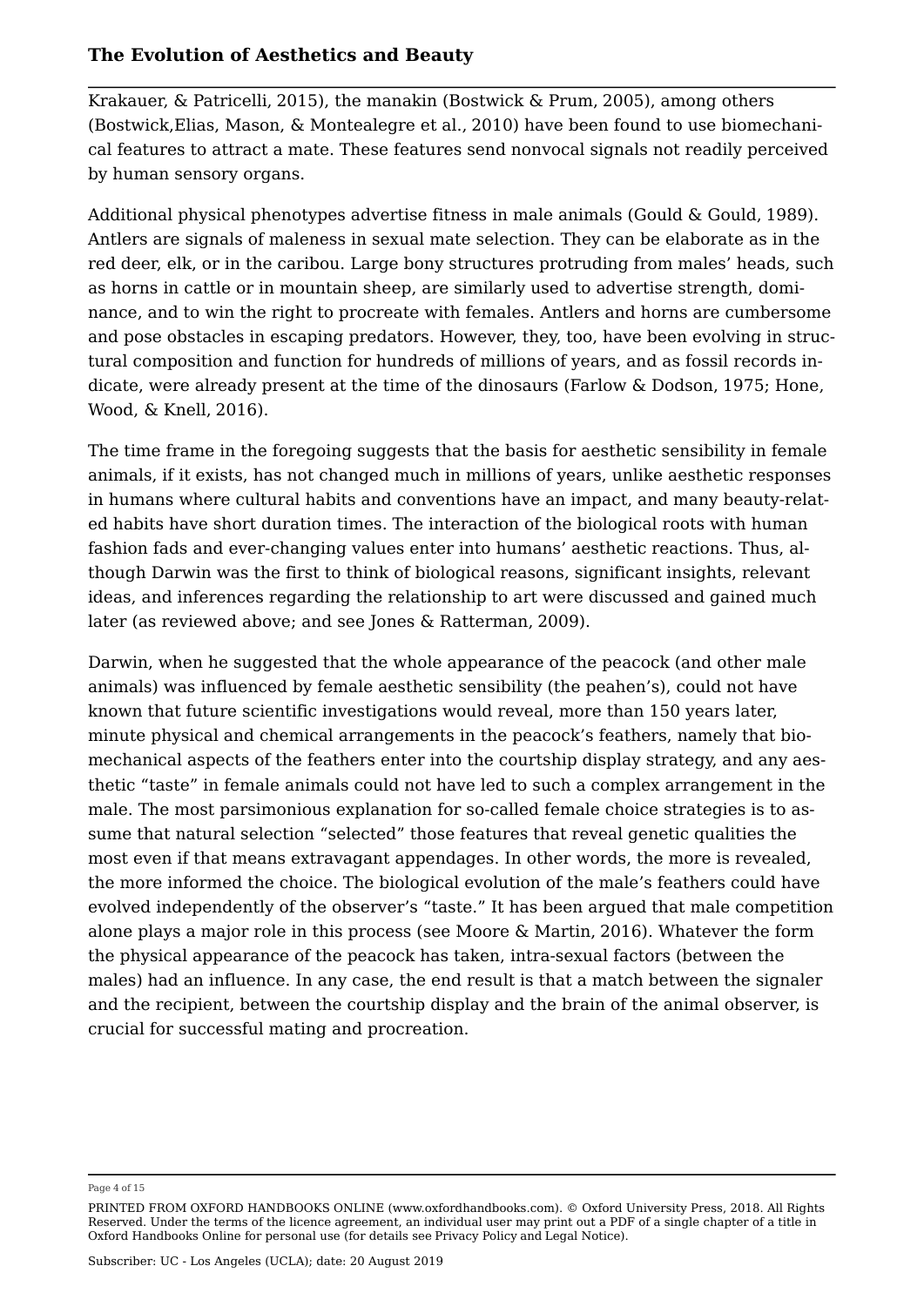Krakauer, & Patricelli, 2015), the manakin (Bostwick & Prum, 2005), among others (Bostwick,Elias, Mason, & Montealegre et al., 2010) have been found to use biomechanical features to attract a mate. These features send nonvocal signals not readily perceived by human sensory organs.

Additional physical phenotypes advertise fitness in male animals (Gould & Gould, 1989). Antlers are signals of maleness in sexual mate selection. They can be elaborate as in the red deer, elk, or in the caribou. Large bony structures protruding from males' heads, such as horns in cattle or in mountain sheep, are similarly used to advertise strength, dominance, and to win the right to procreate with females. Antlers and horns are cumbersome and pose obstacles in escaping predators. However, they, too, have been evolving in structural composition and function for hundreds of millions of years, and as fossil records indicate, were already present at the time of the dinosaurs (Farlow & Dodson, 1975; Hone, Wood, & Knell, 2016).

The time frame in the foregoing suggests that the basis for aesthetic sensibility in female animals, if it exists, has not changed much in millions of years, unlike aesthetic responses in humans where cultural habits and conventions have an impact, and many beauty-related habits have short duration times. The interaction of the biological roots with human fashion fads and ever-changing values enter into humans' aesthetic reactions. Thus, although Darwin was the first to think of biological reasons, significant insights, relevant ideas, and inferences regarding the relationship to art were discussed and gained much later (as reviewed above; and see Jones & Ratterman, 2009).

Darwin, when he suggested that the whole appearance of the peacock (and other male animals) was influenced by female aesthetic sensibility (the peahen's), could not have known that future scientific investigations would reveal, more than 150 years later, minute physical and chemical arrangements in the peacock's feathers, namely that biomechanical aspects of the feathers enter into the courtship display strategy, and any aesthetic "taste" in female animals could not have led to such a complex arrangement in the male. The most parsimonious explanation for so-called female choice strategies is to assume that natural selection "selected" those features that reveal genetic qualities the most even if that means extravagant appendages. In other words, the more is revealed, the more informed the choice. The biological evolution of the male's feathers could have evolved independently of the observer's "taste." It has been argued that male competition alone plays a major role in this process (see Moore & Martin, 2016). Whatever the form the physical appearance of the peacock has taken, intra-sexual factors (between the males) had an influence. In any case, the end result is that a match between the signaler and the recipient, between the courtship display and the brain of the animal observer, is crucial for successful mating and procreation.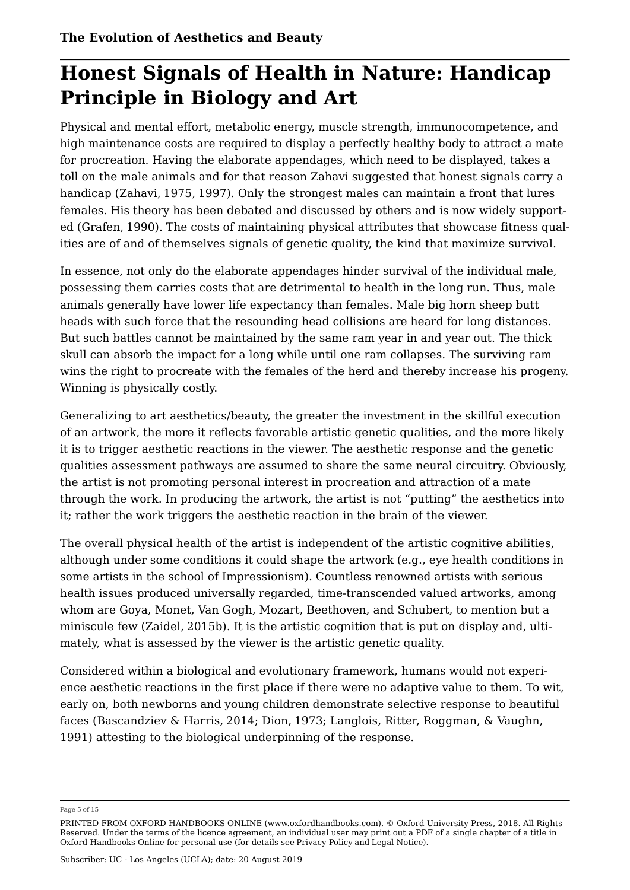# Honest Signals of Health in Nature: Handicap Principle in Biology and Art

Physical and mental effort, metabolic energy, muscle strength, immunocompetence, and high maintenance costs are required to display a perfectly healthy body to attract a mate for procreation. Having the elaborate appendages, which need to be displayed, takes a toll on the male animals and for that reason Zahavi suggested that honest signals carry a handicap (Zahavi, 1975, 1997). Only the strongest males can maintain a front that lures females. His theory has been debated and discussed by others and is now widely supported (Grafen, 1990). The costs of maintaining physical attributes that showcase fitness qualities are of and of themselves signals of genetic quality, the kind that maximize survival.

In essence, not only do the elaborate appendages hinder survival of the individual male, possessing them carries costs that are detrimental to health in the long run. Thus, male animals generally have lower life expectancy than females. Male big horn sheep butt heads with such force that the resounding head collisions are heard for long distances. But such battles cannot be maintained by the same ram year in and year out. The thick skull can absorb the impact for a long while until one ram collapses. The surviving ram wins the right to procreate with the females of the herd and thereby increase his progeny. Winning is physically costly.

Generalizing to art aesthetics/beauty, the greater the investment in the skillful execution of an artwork, the more it reflects favorable artistic genetic qualities, and the more likely it is to trigger aesthetic reactions in the viewer. The aesthetic response and the genetic qualities assessment pathways are assumed to share the same neural circuitry. Obviously, the artist is not promoting personal interest in procreation and attraction of a mate through the work. In producing the artwork, the artist is not "putting" the aesthetics into it; rather the work triggers the aesthetic reaction in the brain of the viewer.

The overall physical health of the artist is independent of the artistic cognitive abilities, although under some conditions it could shape the artwork (e.g., eye health conditions in some artists in the school of Impressionism). Countless renowned artists with serious health issues produced universally regarded, time-transcended valued artworks, among whom are Goya, Monet, Van Gogh, Mozart, Beethoven, and Schubert, to mention but a miniscule few (Zaidel, 2015b). It is the artistic cognition that is put on display and, ultimately, what is assessed by the viewer is the artistic genetic quality.

Considered within a biological and evolutionary framework, humans would not experience aesthetic reactions in the first place if there were no adaptive value to them. To wit, early on, both newborns and young children demonstrate selective response to beautiful faces (Bascandziev & Harris, 2014; Dion, 1973; Langlois, Ritter, Roggman, & Vaughn, 1991) attesting to the biological underpinning of the response.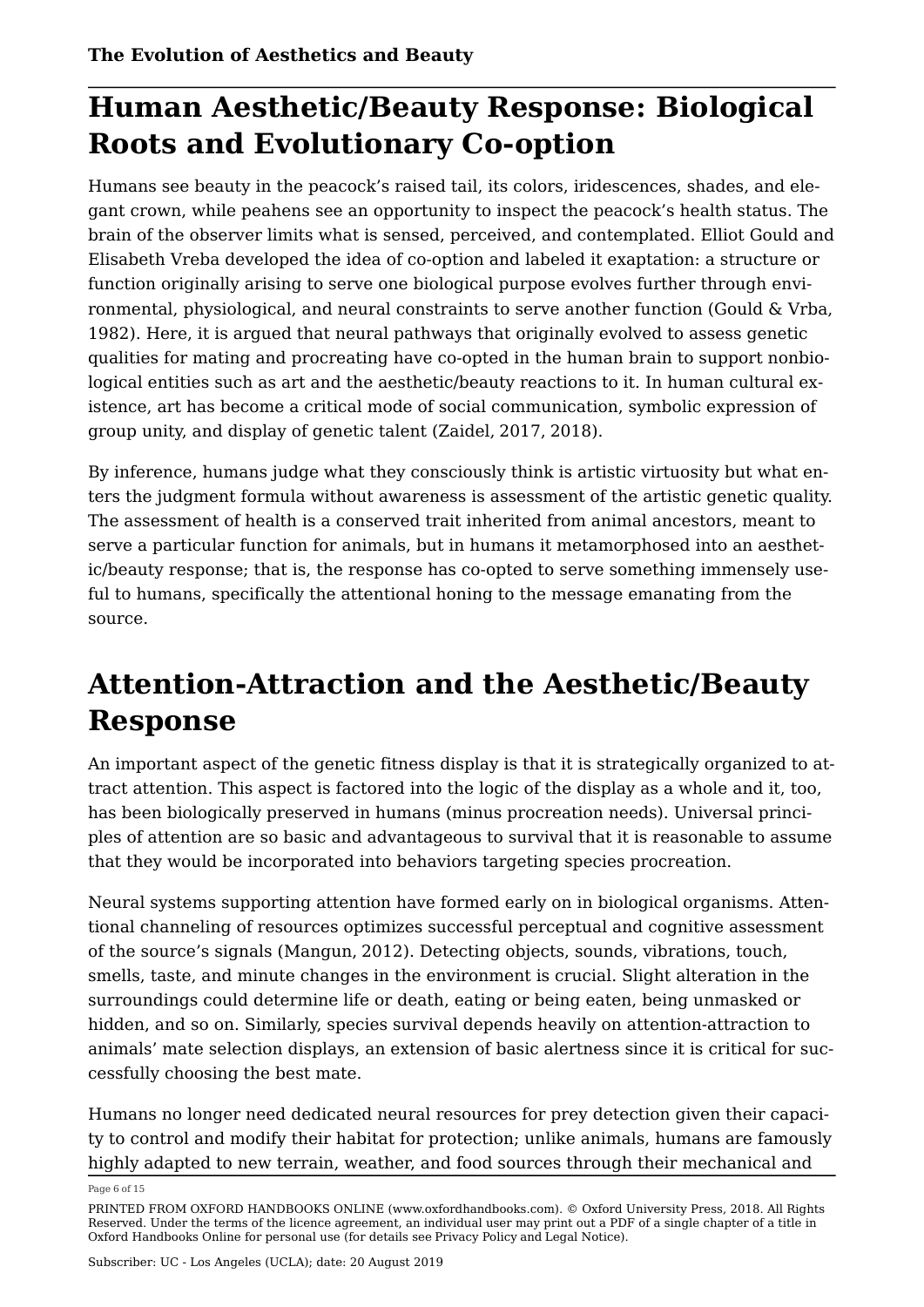## Human Aesthetic/Beauty Response: Biological Roots and Evolutionary Co-option

Humans see beauty in the peacock's raised tail, its colors, iridescences, shades, and elegant crown, while peahens see an opportunity to inspect the peacock's health status. The brain of the observer limits what is sensed, perceived, and contemplated. Elliot Gould and Elisabeth Vreba developed the idea of co-option and labeled it exaptation: a structure or function originally arising to serve one biological purpose evolves further through environmental, physiological, and neural constraints to serve another function (Gould & Vrba, 1982). Here, it is argued that neural pathways that originally evolved to assess genetic qualities for mating and procreating have co-opted in the human brain to support nonbiological entities such as art and the aesthetic/beauty reactions to it. In human cultural existence, art has become a critical mode of social communication, symbolic expression of group unity, and display of genetic talent (Zaidel, 2017, 2018).

By inference, humans judge what they consciously think is artistic virtuosity but what enters the judgment formula without awareness is assessment of the artistic genetic quality. The assessment of health is a conserved trait inherited from animal ancestors, meant to serve a particular function for animals, but in humans it metamorphosed into an aesthetic/beauty response; that is, the response has co-opted to serve something immensely useful to humans, specifically the attentional honing to the message emanating from the source.

## Attention-Attraction and the Aesthetic/Beauty Response

An important aspect of the genetic fitness display is that it is strategically organized to attract attention. This aspect is factored into the logic of the display as a whole and it, too, has been biologically preserved in humans (minus procreation needs). Universal principles of attention are so basic and advantageous to survival that it is reasonable to assume that they would be incorporated into behaviors targeting species procreation.

Neural systems supporting attention have formed early on in biological organisms. Attentional channeling of resources optimizes successful perceptual and cognitive assessment of the source's signals (Mangun, 2012). Detecting objects, sounds, vibrations, touch, smells, taste, and minute changes in the environment is crucial. Slight alteration in the surroundings could determine life or death, eating or being eaten, being unmasked or hidden, and so on. Similarly, species survival depends heavily on attention-attraction to animals' mate selection displays, an extension of basic alertness since it is critical for successfully choosing the best mate.

Humans no longer need dedicated neural resources for prey detection given their capacity to control and modify their habitat for protection; unlike animals, humans are famously highly adapted to new terrain, weather, and food sources through their mechanical and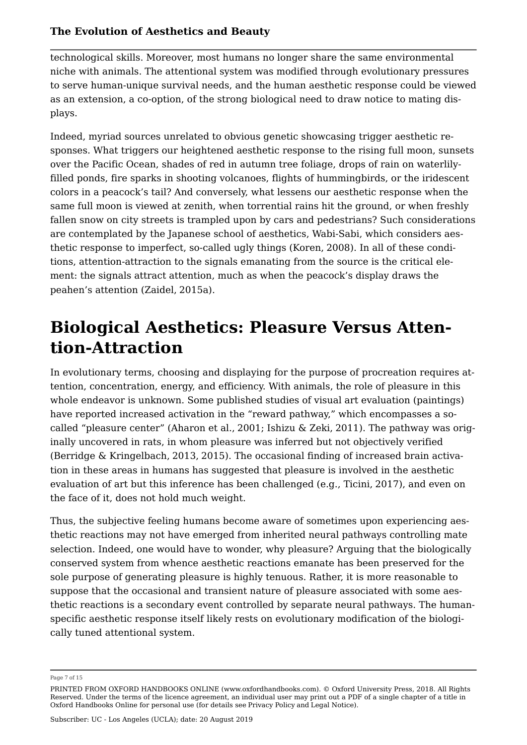technological skills. Moreover, most humans no longer share the same environmental niche with animals. The attentional system was modified through evolutionary pressures to serve human-unique survival needs, and the human aesthetic response could be viewed as an extension, a co-option, of the strong biological need to draw notice to mating displays.

Indeed, myriad sources unrelated to obvious genetic showcasing trigger aesthetic responses. What triggers our heightened aesthetic response to the rising full moon, sunsets over the Pacific Ocean, shades of red in autumn tree foliage, drops of rain on waterlily-filled ponds, fire sparks in shooting volcanoes, flights of hummingbirds, or the iridescent colors in a peacock's tail? And conversely, what lessens our aesthetic response when the same full moon is viewed at zenith, when torrential rains hit the ground, or when freshly fallen snow on city streets is trampled upon by cars and pedestrians? Such considerations are contemplated by the Japanese school of aesthetics, Wabi-Sabi, which considers aesthetic response to imperfect, so-called ugly things (Koren, 2008). In all of these conditions, attention-attraction to the signals emanating from the source is the critical element: the signals attract attention, much as when the peacock's display draws the peahen's attention (Zaidel, 2015a).

# Biological Aesthetics: Pleasure Versus Attention-Attraction

In evolutionary terms, choosing and displaying for the purpose of procreation requires attention, concentration, energy, and efficiency. With animals, the role of pleasure in this whole endeavor is unknown. Some published studies of visual art evaluation (paintings) have reported increased activation in the "reward pathway," which encompasses a so-called "pleasure center" (Aharon et al., 2001; Ishizu & Zeki, 2011). The pathway was originally uncovered in rats, in whom pleasure was inferred but not objectively verified (Berridge & Kringelbach, 2013, 2015). The occasional finding of increased brain activation in these areas in humans has suggested that pleasure is involved in the aesthetic evaluation of art but this inference has been challenged (e.g., Ticini, 2017), and even on the face of it, does not hold much weight.

Thus, the subjective feeling humans become aware of sometimes upon experiencing aesthetic reactions may not have emerged from inherited neural pathways controlling mate selection. Indeed, one would have to wonder, why pleasure? Arguing that the biologically conserved system from whence aesthetic reactions emanate has been preserved for the sole purpose of generating pleasure is highly tenuous. Rather, it is more reasonable to suppose that the occasional and transient nature of pleasure associated with some aesthetic reactions is a secondary event controlled by separate neural pathways. The human-specific aesthetic response itself likely rests on evolutionary modification of the biologically tuned attentional system.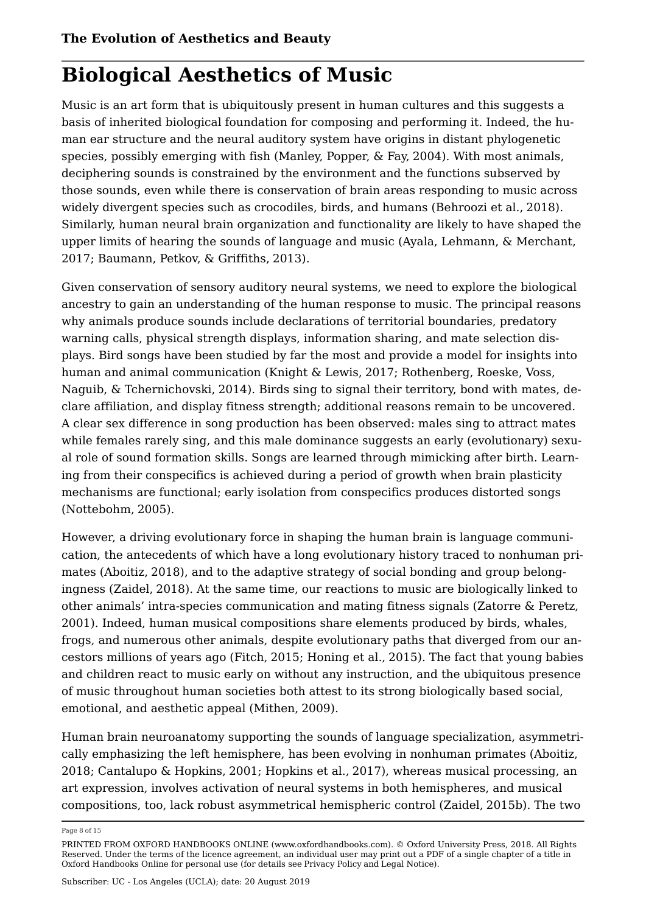# Biological Aesthetics of Music

Music is an art form that is ubiquitously present in human cultures and this suggests a basis of inherited biological foundation for composing and performing it. Indeed, the human ear structure and the neural auditory system have origins in distant phylogenetic species, possibly emerging with fish (Manley, Popper, & Fay, 2004). With most animals, deciphering sounds is constrained by the environment and the functions subserved by those sounds, even while there is conservation of brain areas responding to music across widely divergent species such as crocodiles, birds, and humans (Behroozi et al., 2018). Similarly, human neural brain organization and functionality are likely to have shaped the upper limits of hearing the sounds of language and music (Ayala, Lehmann, & Merchant, 2017; Baumann, Petkov, & Griffiths, 2013).

Given conservation of sensory auditory neural systems, we need to explore the biological ancestry to gain an understanding of the human response to music. The principal reasons why animals produce sounds include declarations of territorial boundaries, predatory warning calls, physical strength displays, information sharing, and mate selection displays. Bird songs have been studied by far the most and provide a model for insights into human and animal communication (Knight & Lewis, 2017; Rothenberg, Roeske, Voss, Naguib, & Tchernichovski, 2014). Birds sing to signal their territory, bond with mates, declare affiliation, and display fitness strength; additional reasons remain to be uncovered. A clear sex difference in song production has been observed: males sing to attract mates while females rarely sing, and this male dominance suggests an early (evolutionary) sexual role of sound formation skills. Songs are learned through mimicking after birth. Learning from their conspecifics is achieved during a period of growth when brain plasticity mechanisms are functional; early isolation from conspecifics produces distorted songs (Nottebohm, 2005).

However, a driving evolutionary force in shaping the human brain is language communication, the antecedents of which have a long evolutionary history traced to nonhuman primates (Aboitiz, 2018), and to the adaptive strategy of social bonding and group belongingness (Zaidel, 2018). At the same time, our reactions to music are biologically linked to other animals' intra-species communication and mating fitness signals (Zatorre & Peretz, 2001). Indeed, human musical compositions share elements produced by birds, whales, frogs, and numerous other animals, despite evolutionary paths that diverged from our ancestors millions of years ago (Fitch, 2015; Honing et al., 2015). The fact that young babies and children react to music early on without any instruction, and the ubiquitous presence of music throughout human societies both attest to its strong biologically based social, emotional, and aesthetic appeal (Mithen, 2009).

Human brain neuroanatomy supporting the sounds of language specialization, asymmetrically emphasizing the left hemisphere, has been evolving in nonhuman primates (Aboitiz, 2018; Cantalupo & Hopkins, 2001; Hopkins et al., 2017), whereas musical processing, an art expression, involves activation of neural systems in both hemispheres, and musical compositions, too, lack robust asymmetrical hemispheric control (Zaidel, 2015b). The two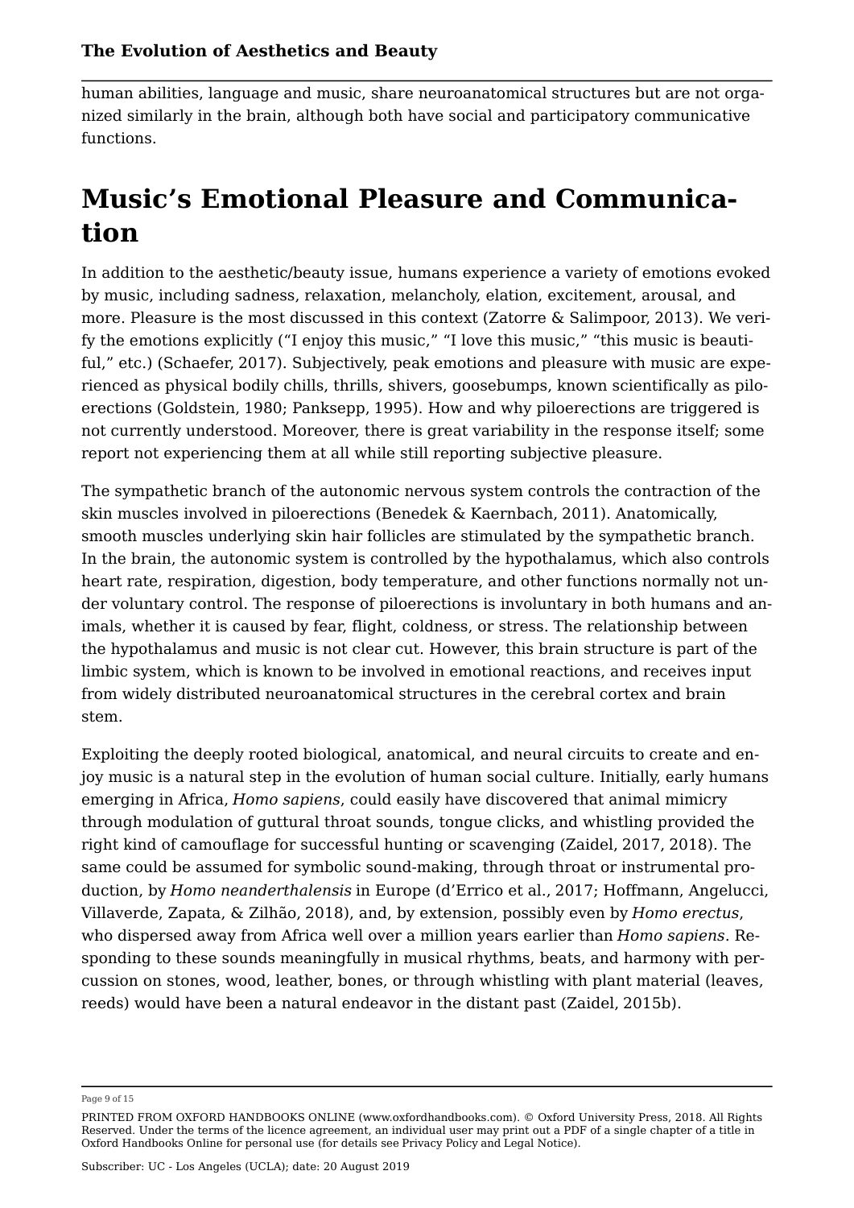human abilities, language and music, share neuroanatomical structures but are not organized similarly in the brain, although both have social and participatory communicative functions.

# Music's Emotional Pleasure and Communication

In addition to the aesthetic/beauty issue, humans experience a variety of emotions evoked by music, including sadness, relaxation, melancholy, elation, excitement, arousal, and more. Pleasure is the most discussed in this context (Zatorre & Salimpoor, 2013). We verify the emotions explicitly ("I enjoy this music," "I love this music," "this music is beautiful," etc.) (Schaefer, 2017). Subjectively, peak emotions and pleasure with music are experienced as physical bodily chills, thrills, shivers, goosebumps, known scientifically as piloerections (Goldstein, 1980; Panksepp, 1995). How and why piloerections are triggered is not currently understood. Moreover, there is great variability in the response itself; some report not experiencing them at all while still reporting subjective pleasure.

The sympathetic branch of the autonomic nervous system controls the contraction of the skin muscles involved in piloerections (Benedek & Kaernbach, 2011). Anatomically, smooth muscles underlying skin hair follicles are stimulated by the sympathetic branch. In the brain, the autonomic system is controlled by the hypothalamus, which also controls heart rate, respiration, digestion, body temperature, and other functions normally not under voluntary control. The response of piloerections is involuntary in both humans and animals, whether it is caused by fear, flight, coldness, or stress. The relationship between the hypothalamus and music is not clear cut. However, this brain structure is part of the limbic system, which is known to be involved in emotional reactions, and receives input from widely distributed neuroanatomical structures in the cerebral cortex and brain stem.

Exploiting the deeply rooted biological, anatomical, and neural circuits to create and enjoy music is a natural step in the evolution of human social culture. Initially, early humans emerging in Africa, *Homo sapiens*, could easily have discovered that animal mimicry through modulation of guttural throat sounds, tongue clicks, and whistling provided the right kind of camouflage for successful hunting or scavenging (Zaidel, 2017, 2018). The same could be assumed for symbolic sound-making, through throat or instrumental production, by *Homo neanderthalensis* in Europe (d'Errico et al., 2017; Hoffmann, Angelucci, Villaverde, Zapata, & Zilhão, 2018), and, by extension, possibly even by *Homo erectus*, who dispersed away from Africa well over a million years earlier than *Homo sapiens*. Responding to these sounds meaningfully in musical rhythms, beats, and harmony with percussion on stones, wood, leather, bones, or through whistling with plant material (leaves, reeds) would have been a natural endeavor in the distant past (Zaidel, 2015b).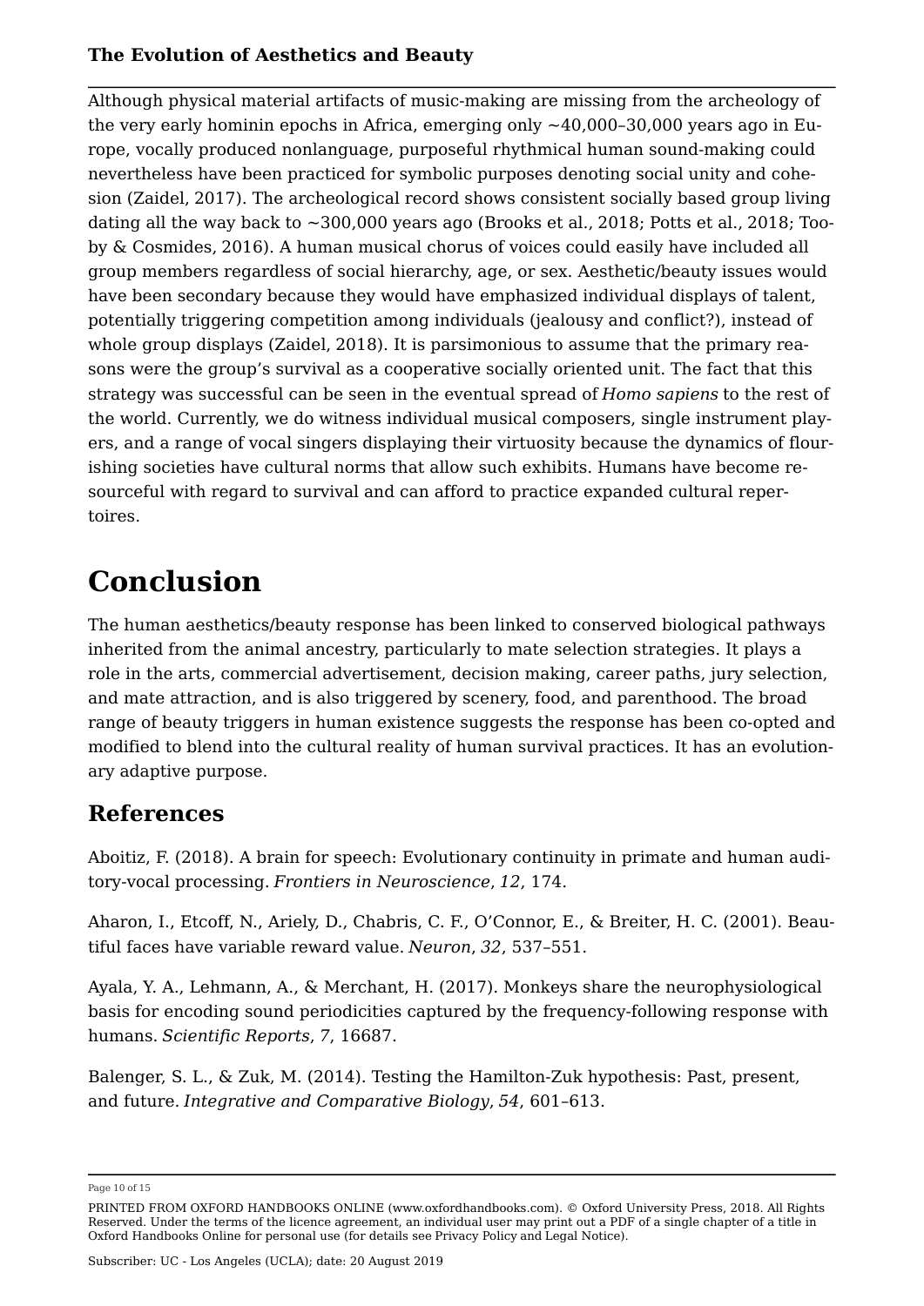Although physical material artifacts of music-making are missing from the archeology of the very early hominin epochs in Africa, emerging only ~40,000–30,000 years ago in Europe, vocally produced nonlanguage, purposeful rhythmical human sound-making could nevertheless have been practiced for symbolic purposes denoting social unity and cohesion (Zaidel, 2017). The archeological record shows consistent socially based group living dating all the way back to ~300,000 years ago (Brooks et al., 2018; Potts et al., 2018; Tooby & Cosmides, 2016). A human musical chorus of voices could easily have included all group members regardless of social hierarchy, age, or sex. Aesthetic/beauty issues would have been secondary because they would have emphasized individual displays of talent, potentially triggering competition among individuals (jealousy and conflict?), instead of whole group displays (Zaidel, 2018). It is parsimonious to assume that the primary reasons were the group's survival as a cooperative socially oriented unit. The fact that this strategy was successful can be seen in the eventual spread of *Homo sapiens* to the rest of the world. Currently, we do witness individual musical composers, single instrument players, and a range of vocal singers displaying their virtuosity because the dynamics of flourishing societies have cultural norms that allow such exhibits. Humans have become resourceful with regard to survival and can afford to practice expanded cultural repertoires.

# Conclusion

The human aesthetics/beauty response has been linked to conserved biological pathways inherited from the animal ancestry, particularly to mate selection strategies. It plays a role in the arts, commercial advertisement, decision making, career paths, jury selection, and mate attraction, and is also triggered by scenery, food, and parenthood. The broad range of beauty triggers in human existence suggests the response has been co-opted and modified to blend into the cultural reality of human survival practices. It has an evolutionary adaptive purpose.

## References

Aboitiz, F. (2018). A brain for speech: Evolutionary continuity in primate and human auditory-vocal processing. *Frontiers in Neuroscience*, *12*, 174.

Aharon, I., Etcoff, N., Ariely, D., Chabris, C. F., O'Connor, E., & Breiter, H. C. (2001). Beautiful faces have variable reward value. *Neuron*, *32*, 537–551.

Ayala, Y. A., Lehmann, A., & Merchant, H. (2017). Monkeys share the neurophysiological basis for encoding sound periodicities captured by the frequency-following response with humans. *Scientific Reports*, *7*, 16687.

Balenger, S. L., & Zuk, M. (2014). Testing the Hamilton-Zuk hypothesis: Past, present, and future. *Integrative and Comparative Biology*, *54*, 601–613.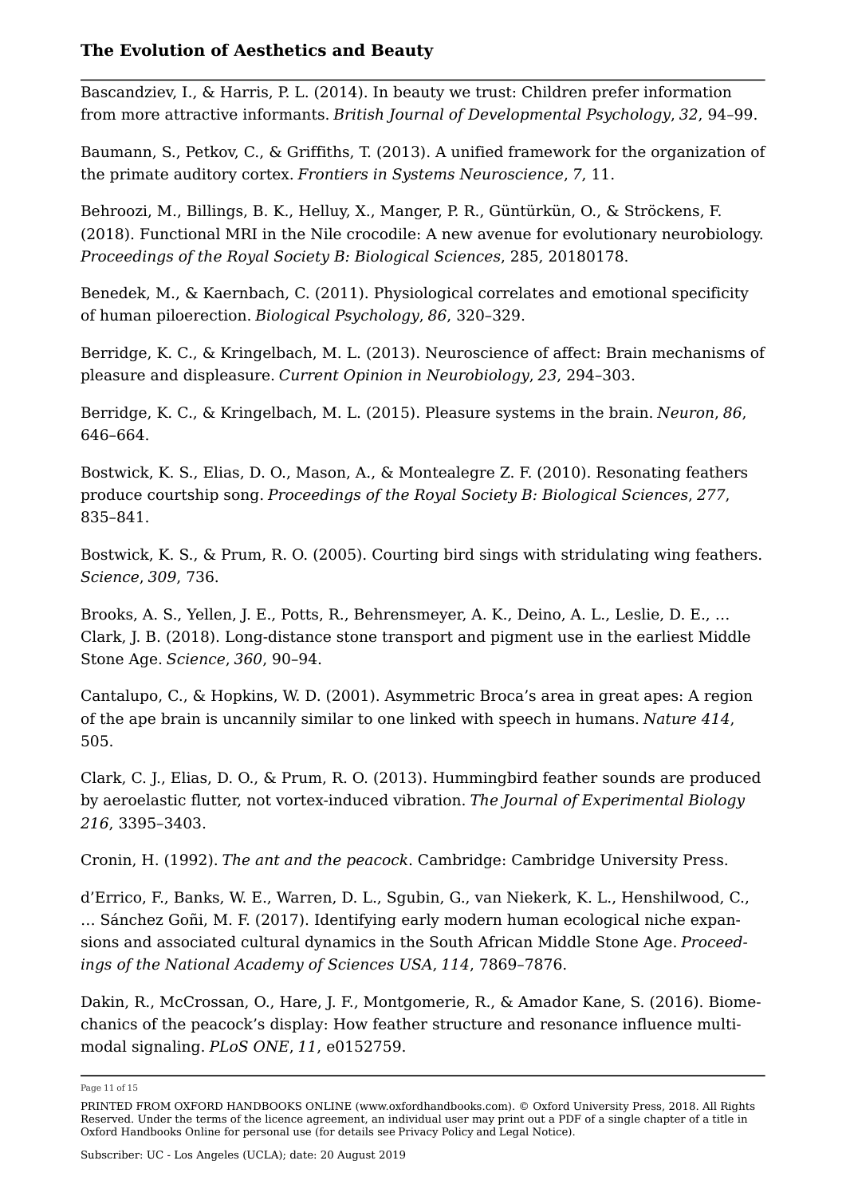Bascandziev, I., & Harris, P. L. (2014). In beauty we trust: Children prefer information from more attractive informants. *British Journal of Developmental Psychology*, *32*, 94–99.

Baumann, S., Petkov, C., & Griffiths, T. (2013). A unified framework for the organization of the primate auditory cortex. *Frontiers in Systems Neuroscience*, *7*, 11.

Behroozi, M., Billings, B. K., Helluy, X., Manger, P. R., Güntürkün, O., & Ströckens, F. (2018). Functional MRI in the Nile crocodile: A new avenue for evolutionary neurobiology. *Proceedings of the Royal Society B: Biological Sciences*, 285, 20180178.

Benedek, M., & Kaernbach, C. (2011). Physiological correlates and emotional specificity of human piloerection. *Biological Psychology*, *86*, 320–329.

Berridge, K. C., & Kringelbach, M. L. (2013). Neuroscience of affect: Brain mechanisms of pleasure and displeasure. *Current Opinion in Neurobiology*, *23*, 294–303.

Berridge, K. C., & Kringelbach, M. L. (2015). Pleasure systems in the brain. *Neuron*, *86*, 646–664.

Bostwick, K. S., Elias, D. O., Mason, A., & Montealegre Z. F. (2010). Resonating feathers produce courtship song. *Proceedings of the Royal Society B: Biological Sciences*, *277*, 835–841.

Bostwick, K. S., & Prum, R. O. (2005). Courting bird sings with stridulating wing feathers. *Science*, *309*, 736.

Brooks, A. S., Yellen, J. E., Potts, R., Behrensmeyer, A. K., Deino, A. L., Leslie, D. E., … Clark, J. B. (2018). Long-distance stone transport and pigment use in the earliest Middle Stone Age. *Science*, *360*, 90–94.

Cantalupo, C., & Hopkins, W. D. (2001). Asymmetric Broca's area in great apes: A region of the ape brain is uncannily similar to one linked with speech in humans. *Nature 414*, 505.

Clark, C. J., Elias, D. O., & Prum, R. O. (2013). Hummingbird feather sounds are produced by aeroelastic flutter, not vortex-induced vibration. *The Journal of Experimental Biology 216*, 3395–3403.

Cronin, H. (1992). *The ant and the peacock*. Cambridge: Cambridge University Press.

d'Errico, F., Banks, W. E., Warren, D. L., Sgubin, G., van Niekerk, K. L., Henshilwood, C., … Sánchez Goñi, M. F. (2017). Identifying early modern human ecological niche expansions and associated cultural dynamics in the South African Middle Stone Age. *Proceedings of the National Academy of Sciences USA*, *114*, 7869–7876.

Dakin, R., McCrossan, O., Hare, J. F., Montgomerie, R., & Amador Kane, S. (2016). Biomechanics of the peacock's display: How feather structure and resonance influence multimodal signaling. *PLoS ONE*, *11*, e0152759.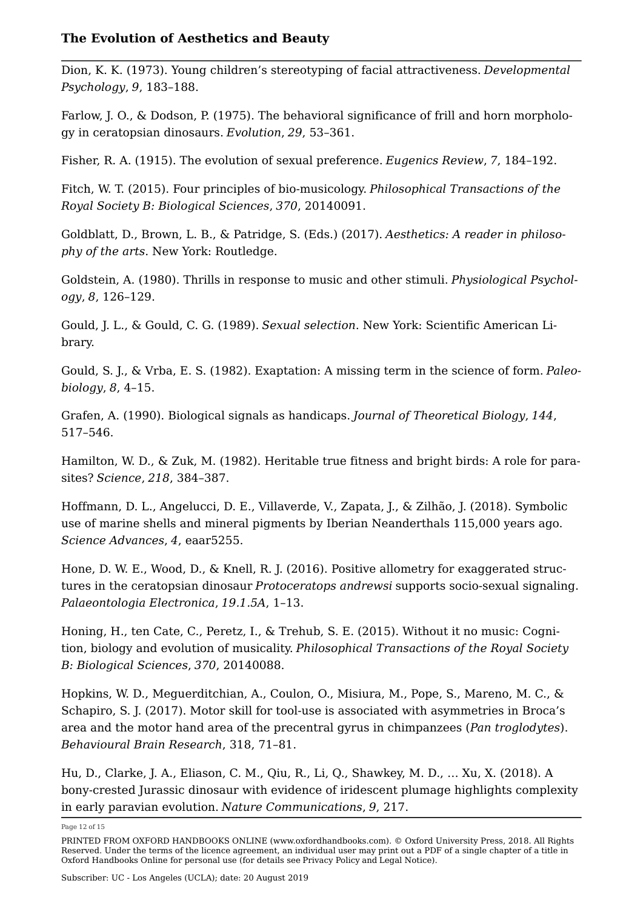Dion, K. K. (1973). Young children's stereotyping of facial attractiveness. *Developmental Psychology*, *9*, 183–188.

Farlow, J. O., & Dodson, P. (1975). The behavioral significance of frill and horn morphology in ceratopsian dinosaurs. *Evolution*, *29*, 53–361.

Fisher, R. A. (1915). The evolution of sexual preference. *Eugenics Review*, *7*, 184–192.

Fitch, W. T. (2015). Four principles of bio-musicology. *Philosophical Transactions of the Royal Society B: Biological Sciences*, *370*, 20140091.

Goldblatt, D., Brown, L. B., & Patridge, S. (Eds.) (2017). *Aesthetics: A reader in philosophy of the arts*. New York: Routledge.

Goldstein, A. (1980). Thrills in response to music and other stimuli. *Physiological Psychology*, *8*, 126–129.

Gould, J. L., & Gould, C. G. (1989). *Sexual selection*. New York: Scientific American Library.

Gould, S. J., & Vrba, E. S. (1982). Exaptation: A missing term in the science of form. *Paleobiology*, *8*, 4–15.

Grafen, A. (1990). Biological signals as handicaps. *Journal of Theoretical Biology*, *144*, 517–546.

Hamilton, W. D., & Zuk, M. (1982). Heritable true fitness and bright birds: A role for parasites? *Science*, *218*, 384–387.

Hoffmann, D. L., Angelucci, D. E., Villaverde, V., Zapata, J., & Zilhão, J. (2018). Symbolic use of marine shells and mineral pigments by Iberian Neanderthals 115,000 years ago. *Science Advances*, *4*, eaar5255.

Hone, D. W. E., Wood, D., & Knell, R. J. (2016). Positive allometry for exaggerated structures in the ceratopsian dinosaur *Protoceratops andrewsi* supports socio-sexual signaling. *Palaeontologia Electronica*, *19.1.5A*, 1–13.

Honing, H., ten Cate, C., Peretz, I., & Trehub, S. E. (2015). Without it no music: Cognition, biology and evolution of musicality. *Philosophical Transactions of the Royal Society B: Biological Sciences*, *370*, 20140088.

Hopkins, W. D., Meguerditchian, A., Coulon, O., Misiura, M., Pope, S., Mareno, M. C., & Schapiro, S. J. (2017). Motor skill for tool-use is associated with asymmetries in Broca's area and the motor hand area of the precentral gyrus in chimpanzees (*Pan troglodytes*). *Behavioural Brain Research*, 318, 71–81.

Hu, D., Clarke, J. A., Eliason, C. M., Qiu, R., Li, Q., Shawkey, M. D., … Xu, X. (2018). A bony-crested Jurassic dinosaur with evidence of iridescent plumage highlights complexity in early paravian evolution. *Nature Communications*, *9*, 217.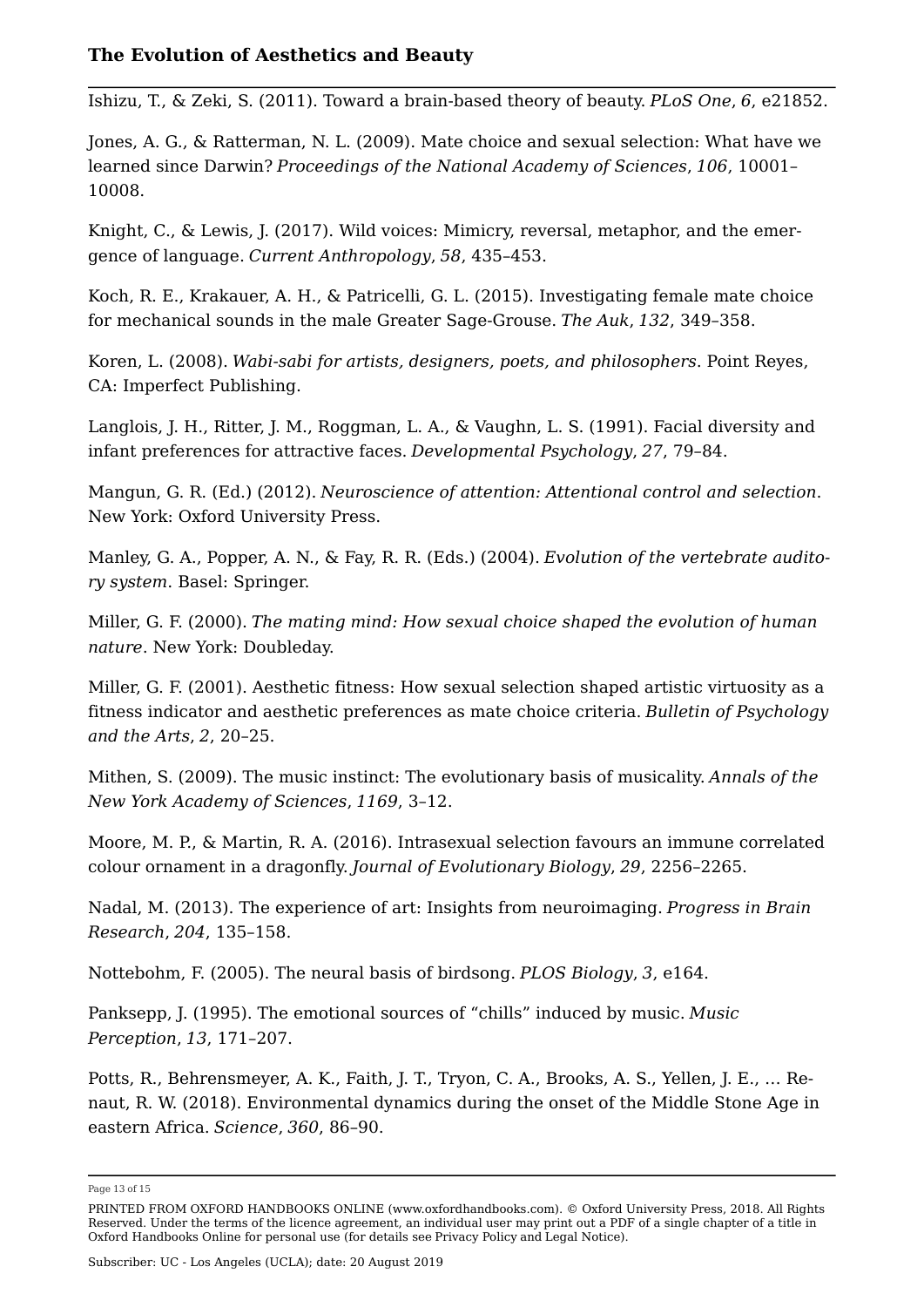Ishizu, T., & Zeki, S. (2011). Toward a brain-based theory of beauty. *PLoS One*, *6*, e21852.

Jones, A. G., & Ratterman, N. L. (2009). Mate choice and sexual selection: What have we learned since Darwin? *Proceedings of the National Academy of Sciences*, *106*, 10001–10008.

Knight, C., & Lewis, J. (2017). Wild voices: Mimicry, reversal, metaphor, and the emergence of language. *Current Anthropology*, *58*, 435–453.

Koch, R. E., Krakauer, A. H., & Patricelli, G. L. (2015). Investigating female mate choice for mechanical sounds in the male Greater Sage-Grouse. *The Auk*, *132*, 349–358.

Koren, L. (2008). *Wabi-sabi for artists, designers, poets, and philosophers*. Point Reyes, CA: Imperfect Publishing.

Langlois, J. H., Ritter, J. M., Roggman, L. A., & Vaughn, L. S. (1991). Facial diversity and infant preferences for attractive faces. *Developmental Psychology*, *27*, 79–84.

Mangun, G. R. (Ed.) (2012). *Neuroscience of attention: Attentional control and selection*. New York: Oxford University Press.

Manley, G. A., Popper, A. N., & Fay, R. R. (Eds.) (2004). *Evolution of the vertebrate auditory system*. Basel: Springer.

Miller, G. F. (2000). *The mating mind: How sexual choice shaped the evolution of human nature*. New York: Doubleday.

Miller, G. F. (2001). Aesthetic fitness: How sexual selection shaped artistic virtuosity as a fitness indicator and aesthetic preferences as mate choice criteria. *Bulletin of Psychology and the Arts*, *2*, 20–25.

Mithen, S. (2009). The music instinct: The evolutionary basis of musicality. *Annals of the New York Academy of Sciences*, *1169*, 3–12.

Moore, M. P., & Martin, R. A. (2016). Intrasexual selection favours an immune correlated colour ornament in a dragonfly. *Journal of Evolutionary Biology*, *29*, 2256–2265.

Nadal, M. (2013). The experience of art: Insights from neuroimaging. *Progress in Brain Research*, *204*, 135–158.

Nottebohm, F. (2005). The neural basis of birdsong. *PLOS Biology*, *3*, e164.

Panksepp, J. (1995). The emotional sources of "chills" induced by music. *Music Perception*, *13*, 171–207.

Potts, R., Behrensmeyer, A. K., Faith, J. T., Tryon, C. A., Brooks, A. S., Yellen, J. E., … Renaut, R. W. (2018). Environmental dynamics during the onset of the Middle Stone Age in eastern Africa. *Science*, *360*, 86–90.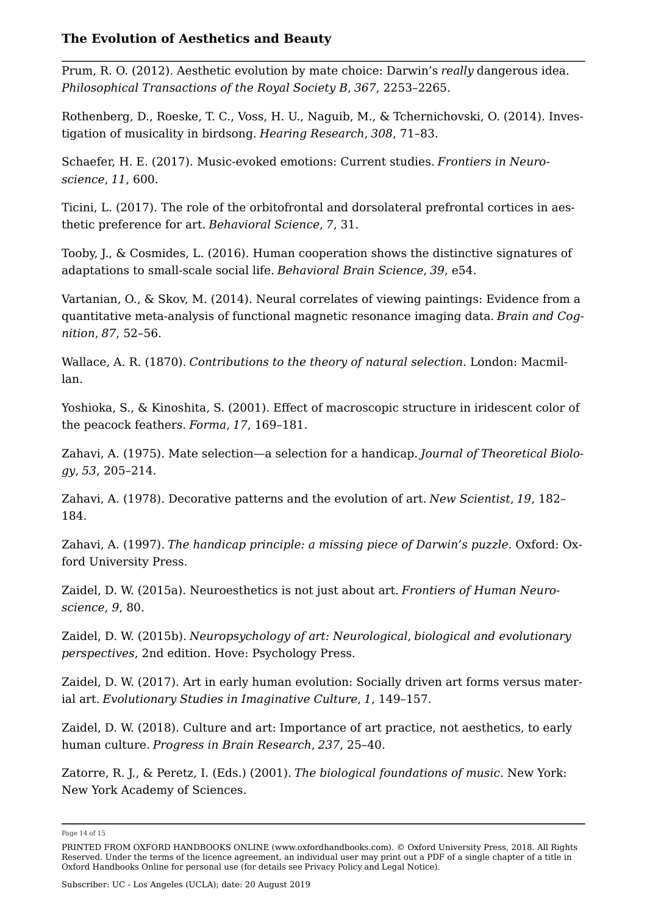Prum, R. O. (2012). Aesthetic evolution by mate choice: Darwin's *really* dangerous idea. *Philosophical Transactions of the Royal Society B*, *367*, 2253–2265.

Rothenberg, D., Roeske, T. C., Voss, H. U., Naguib, M., & Tchernichovski, O. (2014). Investigation of musicality in birdsong. *Hearing Research*, *308*, 71–83.

Schaefer, H. E. (2017). Music-evoked emotions: Current studies. *Frontiers in Neuroscience*, *11*, 600.

Ticini, L. (2017). The role of the orbitofrontal and dorsolateral prefrontal cortices in aesthetic preference for art. *Behavioral Science*, *7*, 31.

Tooby, J., & Cosmides, L. (2016). Human cooperation shows the distinctive signatures of adaptations to small-scale social life. *Behavioral Brain Science*, *39*, e54.

Vartanian, O., & Skov, M. (2014). Neural correlates of viewing paintings: Evidence from a quantitative meta-analysis of functional magnetic resonance imaging data. *Brain and Cognition*, *87*, 52–56.

Wallace, A. R. (1870). *Contributions to the theory of natural selection*. London: Macmillan.

Yoshioka, S., & Kinoshita, S. (2001). Effect of macroscopic structure in iridescent color of the peacock feathers. *Forma*, *17*, 169–181.

Zahavi, A. (1975). Mate selection—a selection for a handicap. *Journal of Theoretical Biology*, *53*, 205–214.

Zahavi, A. (1978). Decorative patterns and the evolution of art. *New Scientist*, *19*, 182–184.

Zahavi, A. (1997). *The handicap principle: a missing piece of Darwin's puzzle*. Oxford: Oxford University Press.

Zaidel, D. W. (2015a). Neuroesthetics is not just about art. *Frontiers of Human Neuroscience, 9*, 80.

Zaidel, D. W. (2015b). *Neuropsychology of art: Neurological, biological and evolutionary perspectives*, 2nd edition. Hove: Psychology Press.

Zaidel, D. W. (2017). Art in early human evolution: Socially driven art forms versus material art. *Evolutionary Studies in Imaginative Culture*, *1*, 149–157.

Zaidel, D. W. (2018). Culture and art: Importance of art practice, not aesthetics, to early human culture. *Progress in Brain Research*, *237*, 25–40.

Zatorre, R. J., & Peretz, I. (Eds.) (2001). *The biological foundations of music*. New York: New York Academy of Sciences.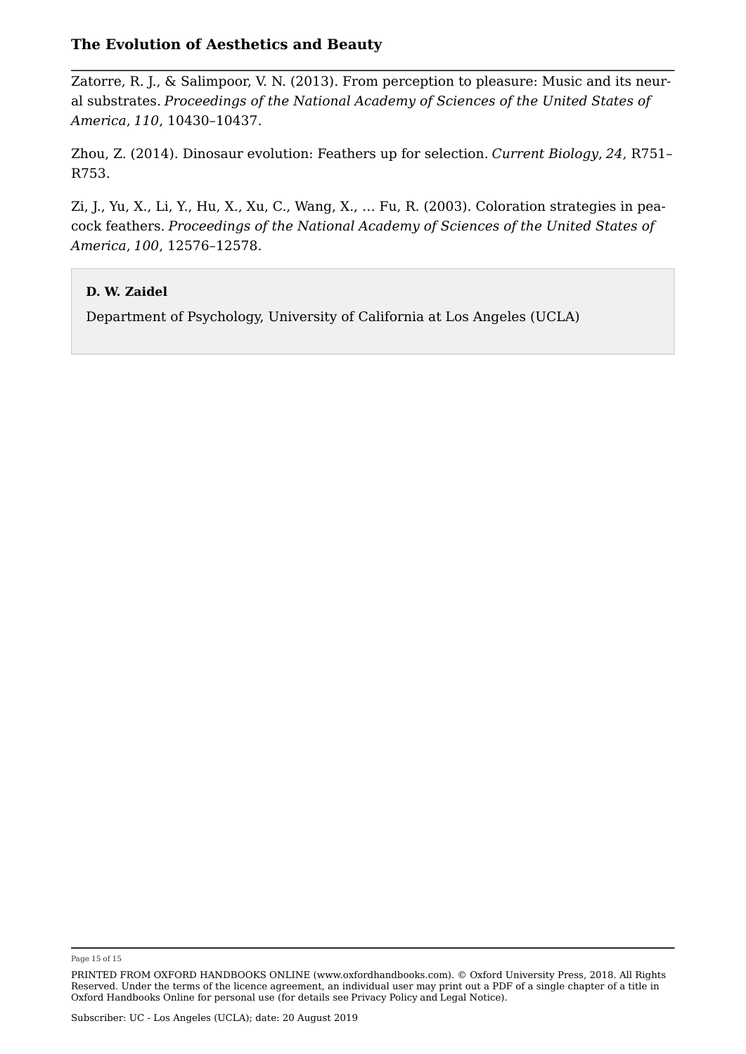Zatorre, R. J., & Salimpoor, V. N. (2013). From perception to pleasure: Music and its neural substrates. *Proceedings of the National Academy of Sciences of the United States of America*, *110*, 10430–10437.

Zhou, Z. (2014). Dinosaur evolution: Feathers up for selection. *Current Biology*, *24*, R751–R753.

Zi, J., Yu, X., Li, Y., Hu, X., Xu, C., Wang, X., … Fu, R. (2003). Coloration strategies in peacock feathers. *Proceedings of the National Academy of Sciences of the United States of America*, *100*, 12576–12578.

**D. W. Zaidel**

Department of Psychology, University of California at Los Angeles (UCLA)